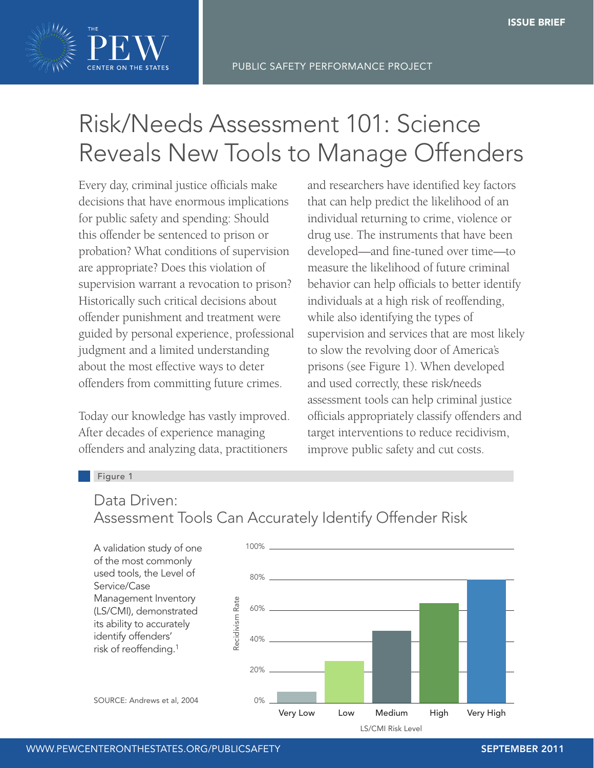THE PEW CENTER ON THE STATES

ISSUE BRIEF

PUBLIC SAFETY PERFORMANCE PROJECT

# Risk/Needs Assessment 101: Science Reveals New Tools to Manage Offenders

Every day, criminal justice officials make decisions that have enormous implications for public safety and spending: Should this offender be sentenced to prison or probation? What conditions of supervision are appropriate? Does this violation of supervision warrant a revocation to prison? Historically such critical decisions about offender punishment and treatment were guided by personal experience, professional judgment and a limited understanding about the most effective ways to deter offenders from committing future crimes.

Today our knowledge has vastly improved. After decades of experience managing offenders and analyzing data, practitioners and researchers have identified key factors that can help predict the likelihood of an individual returning to crime, violence or drug use. The instruments that have been developed—and fine-tuned over time—to measure the likelihood of future criminal behavior can help officials to better identify individuals at a high risk of reoffending, while also identifying the types of supervision and services that are most likely to slow the revolving door of America's prisons (see Figure 1). When developed and used correctly, these risk/needs assessment tools can help criminal justice officials appropriately classify offenders and target interventions to reduce recidivism, improve public safety and cut costs.

Figure 1

## Data Driven: Assessment Tools Can Accurately Identify Offender Risk

A validation study of one of the most commonly used tools, the Level of Service/Case Management Inventory (LS/CMI), demonstrated its ability to accurately identify offenders' risk of reoffending.[1]

SOURCE: Andrews et al, 2004

| LS/CMI Risk Level | Recidivism Rate (approx.) |
| --- | --- |
| Very Low | ~7% |
| Low | ~27% |
| Medium | ~47% |
| High | ~65% |
| Very High | ~80% |

SEPTEMBER 2011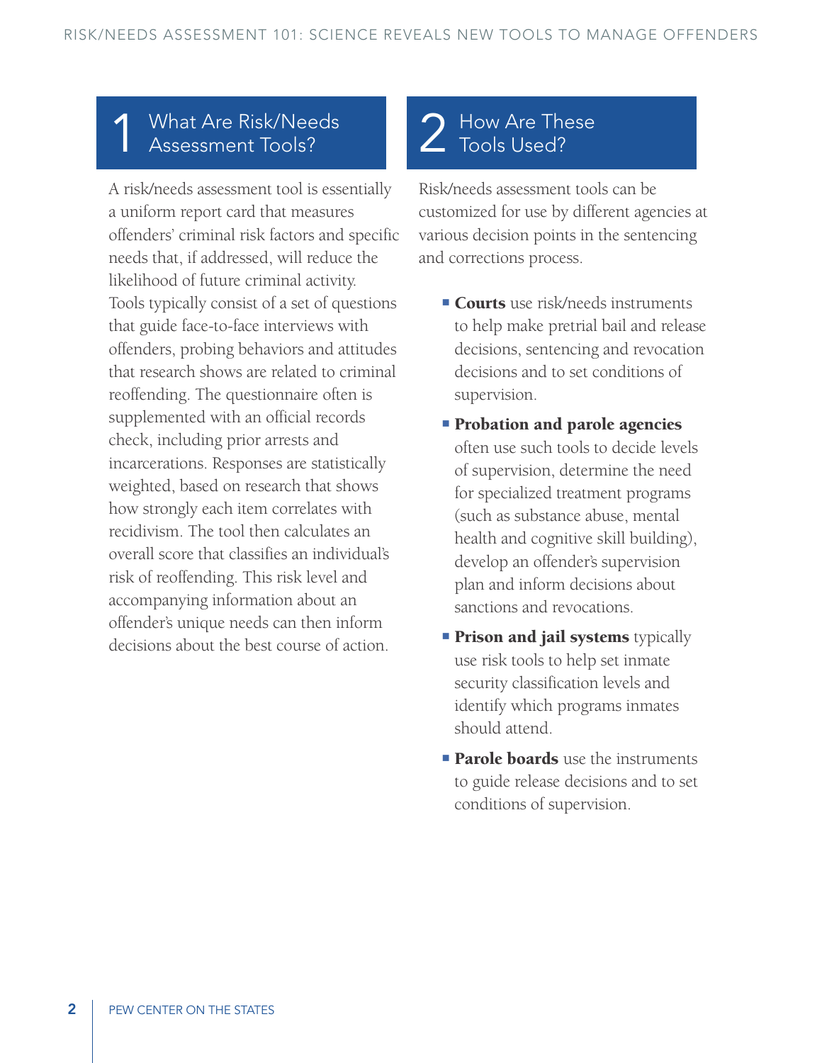## 1 What Are Risk/Needs Assessment Tools?

A risk/needs assessment tool is essentially a uniform report card that measures offenders' criminal risk factors and specific needs that, if addressed, will reduce the likelihood of future criminal activity. Tools typically consist of a set of questions that guide face-to-face interviews with offenders, probing behaviors and attitudes that research shows are related to criminal reoffending. The questionnaire often is supplemented with an official records check, including prior arrests and incarcerations. Responses are statistically weighted, based on research that shows how strongly each item correlates with recidivism. The tool then calculates an overall score that classifies an individual's risk of reoffending. This risk level and accompanying information about an offender's unique needs can then inform decisions about the best course of action.

## 2 How Are These Tools Used?

Risk/needs assessment tools can be customized for use by different agencies at various decision points in the sentencing and corrections process.

- **Courts** use risk/needs instruments to help make pretrial bail and release decisions, sentencing and revocation decisions and to set conditions of supervision.
- **Probation and parole agencies** often use such tools to decide levels of supervision, determine the need for specialized treatment programs (such as substance abuse, mental health and cognitive skill building), develop an offender's supervision plan and inform decisions about sanctions and revocations.
- **Prison and jail systems** typically use risk tools to help set inmate security classification levels and identify which programs inmates should attend.
- **Parole boards** use the instruments to guide release decisions and to set conditions of supervision.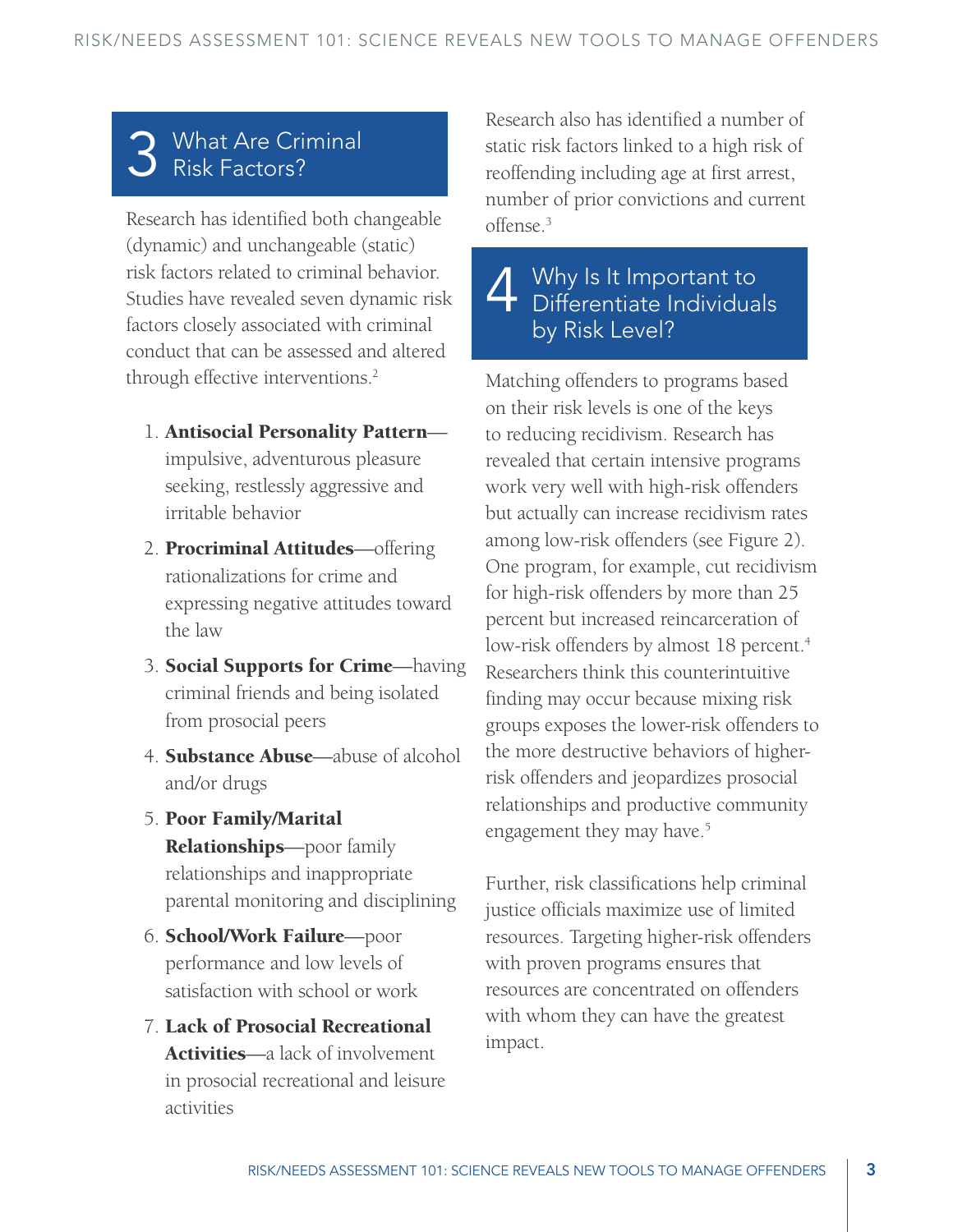## 3 What Are Criminal Risk Factors?

Research has identified both changeable (dynamic) and unchangeable (static) risk factors related to criminal behavior. Studies have revealed seven dynamic risk factors closely associated with criminal conduct that can be assessed and altered through effective interventions.[2]

1. **Antisocial Personality Pattern**—impulsive, adventurous pleasure seeking, restlessly aggressive and irritable behavior
2. **Procriminal Attitudes**—offering rationalizations for crime and expressing negative attitudes toward the law
3. **Social Supports for Crime**—having criminal friends and being isolated from prosocial peers
4. **Substance Abuse**—abuse of alcohol and/or drugs
5. **Poor Family/Marital Relationships**—poor family relationships and inappropriate parental monitoring and disciplining
6. **School/Work Failure**—poor performance and low levels of satisfaction with school or work
7. **Lack of Prosocial Recreational Activities**—a lack of involvement in prosocial recreational and leisure activities

Research also has identified a number of static risk factors linked to a high risk of reoffending including age at first arrest, number of prior convictions and current offense.[3]

## 4 Why Is It Important to Differentiate Individuals by Risk Level?

Matching offenders to programs based on their risk levels is one of the keys to reducing recidivism. Research has revealed that certain intensive programs work very well with high-risk offenders but actually can increase recidivism rates among low-risk offenders (see Figure 2). One program, for example, cut recidivism for high-risk offenders by more than 25 percent but increased reincarceration of low-risk offenders by almost 18 percent.[4] Researchers think this counterintuitive finding may occur because mixing risk groups exposes the lower-risk offenders to the more destructive behaviors of higher-risk offenders and jeopardizes prosocial relationships and productive community engagement they may have.[5]

Further, risk classifications help criminal justice officials maximize use of limited resources. Targeting higher-risk offenders with proven programs ensures that resources are concentrated on offenders with whom they can have the greatest impact.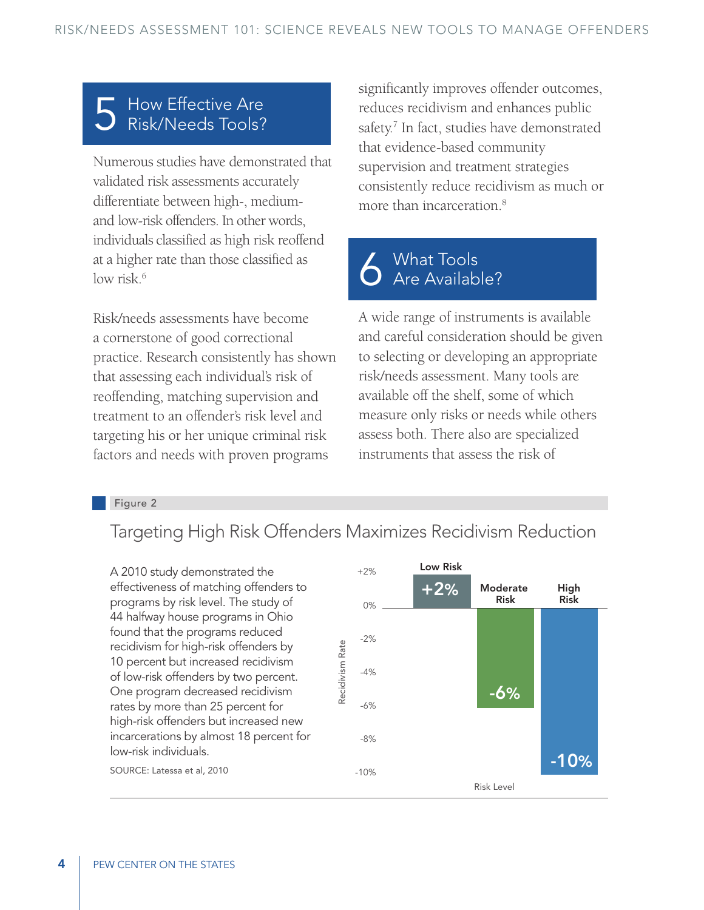## 5 How Effective Are Risk/Needs Tools?

Numerous studies have demonstrated that validated risk assessments accurately differentiate between high-, medium- and low-risk offenders. In other words, individuals classified as high risk reoffend at a higher rate than those classified as low risk.[6]

Risk/needs assessments have become a cornerstone of good correctional practice. Research consistently has shown that assessing each individual's risk of reoffending, matching supervision and treatment to an offender's risk level and targeting his or her unique criminal risk factors and needs with proven programs significantly improves offender outcomes, reduces recidivism and enhances public safety.[7] In fact, studies have demonstrated that evidence-based community supervision and treatment strategies consistently reduce recidivism as much or more than incarceration.[8]

## 6 What Tools Are Available?

A wide range of instruments is available and careful consideration should be given to selecting or developing an appropriate risk/needs assessment. Many tools are available off the shelf, some of which measure only risks or needs while others assess both. There also are specialized instruments that assess the risk of

Figure 2

### Targeting High Risk Offenders Maximizes Recidivism Reduction

A 2010 study demonstrated the effectiveness of matching offenders to programs by risk level. The study of 44 halfway house programs in Ohio found that the programs reduced recidivism for high-risk offenders by 10 percent but increased recidivism of low-risk offenders by two percent. One program decreased recidivism rates by more than 25 percent for high-risk offenders but increased new incarcerations by almost 18 percent for low-risk individuals.

SOURCE: Latessa et al, 2010

| Risk Level | Recidivism Rate |
| --- | --- |
| Low Risk | +2% |
| Moderate Risk | -6% |
| High Risk | -10% |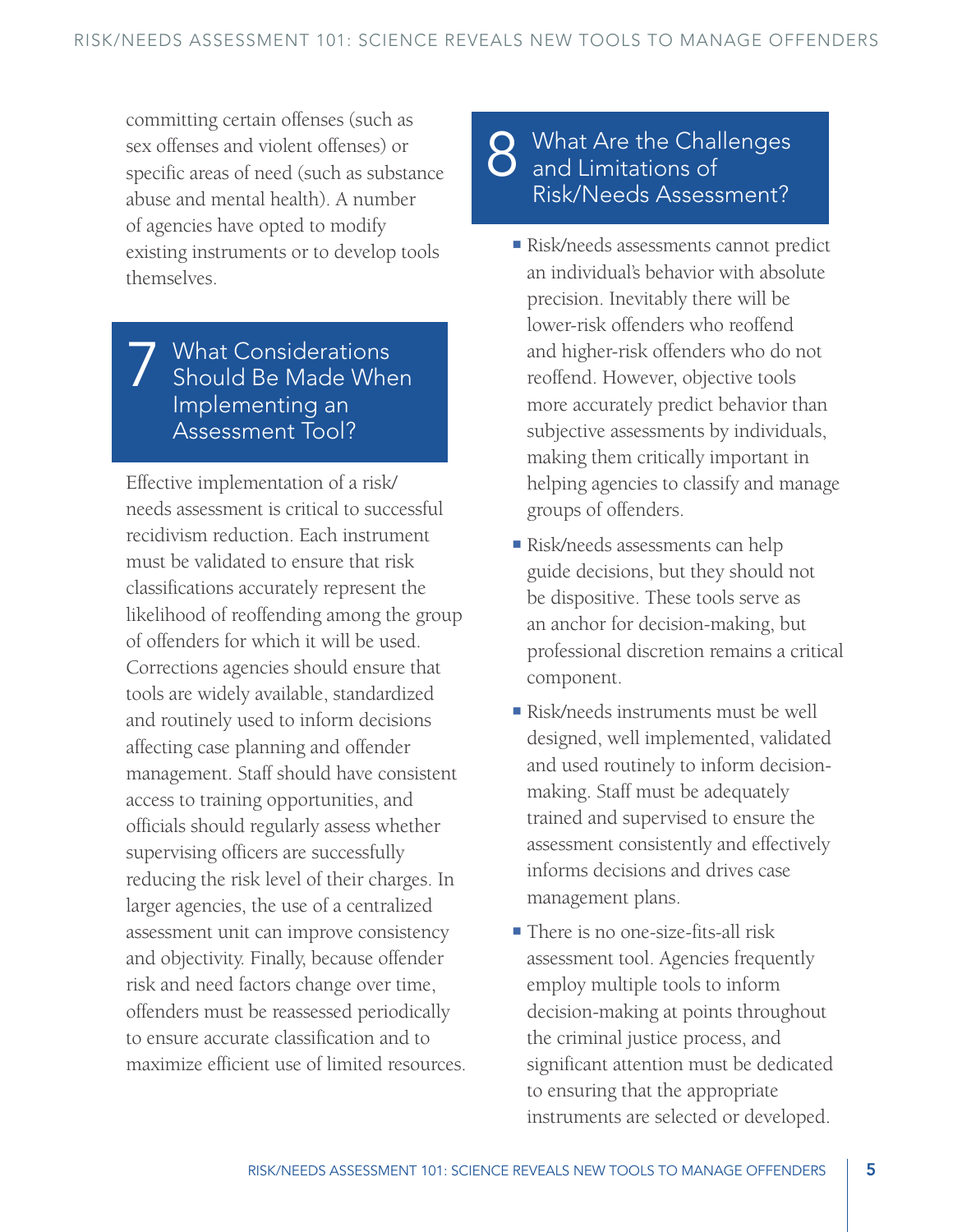committing certain offenses (such as sex offenses and violent offenses) or specific areas of need (such as substance abuse and mental health). A number of agencies have opted to modify existing instruments or to develop tools themselves.

## 7 What Considerations Should Be Made When Implementing an Assessment Tool?

Effective implementation of a risk/needs assessment is critical to successful recidivism reduction. Each instrument must be validated to ensure that risk classifications accurately represent the likelihood of reoffending among the group of offenders for which it will be used. Corrections agencies should ensure that tools are widely available, standardized and routinely used to inform decisions affecting case planning and offender management. Staff should have consistent access to training opportunities, and officials should regularly assess whether supervising officers are successfully reducing the risk level of their charges. In larger agencies, the use of a centralized assessment unit can improve consistency and objectivity. Finally, because offender risk and need factors change over time, offenders must be reassessed periodically to ensure accurate classification and to maximize efficient use of limited resources.

## 8 What Are the Challenges and Limitations of Risk/Needs Assessment?

- Risk/needs assessments cannot predict an individual's behavior with absolute precision. Inevitably there will be lower-risk offenders who reoffend and higher-risk offenders who do not reoffend. However, objective tools more accurately predict behavior than subjective assessments by individuals, making them critically important in helping agencies to classify and manage groups of offenders.
- Risk/needs assessments can help guide decisions, but they should not be dispositive. These tools serve as an anchor for decision-making, but professional discretion remains a critical component.
- Risk/needs instruments must be well designed, well implemented, validated and used routinely to inform decision-making. Staff must be adequately trained and supervised to ensure the assessment consistently and effectively informs decisions and drives case management plans.
- There is no one-size-fits-all risk assessment tool. Agencies frequently employ multiple tools to inform decision-making at points throughout the criminal justice process, and significant attention must be dedicated to ensuring that the appropriate instruments are selected or developed.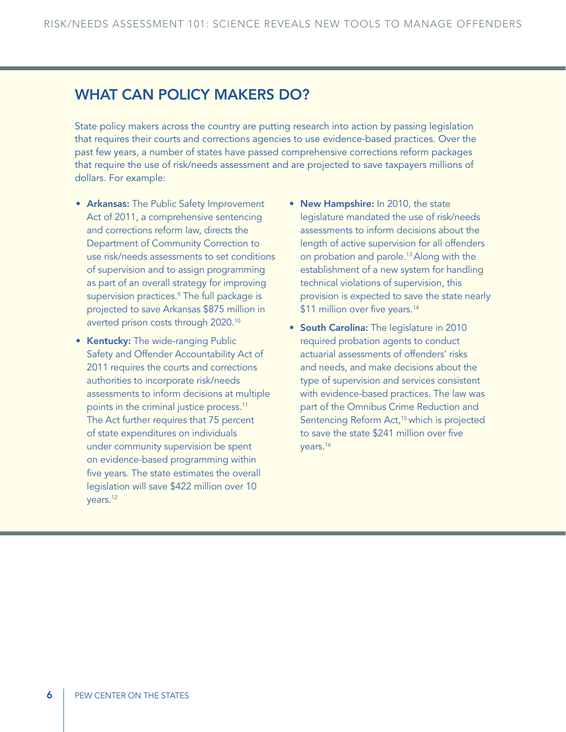## WHAT CAN POLICY MAKERS DO?

State policy makers across the country are putting research into action by passing legislation that requires their courts and corrections agencies to use evidence-based practices. Over the past few years, a number of states have passed comprehensive corrections reform packages that require the use of risk/needs assessment and are projected to save taxpayers millions of dollars. For example:

- **Arkansas:** The Public Safety Improvement Act of 2011, a comprehensive sentencing and corrections reform law, directs the Department of Community Correction to use risk/needs assessments to set conditions of supervision and to assign programming as part of an overall strategy for improving supervision practices.[9] The full package is projected to save Arkansas $875 million in averted prison costs through 2020.[10]
- **Kentucky:** The wide-ranging Public Safety and Offender Accountability Act of 2011 requires the courts and corrections authorities to incorporate risk/needs assessments to inform decisions at multiple points in the criminal justice process.[11] The Act further requires that 75 percent of state expenditures on individuals under community supervision be spent on evidence-based programming within five years. The state estimates the overall legislation will save $422 million over 10 years.[12]
- **New Hampshire:** In 2010, the state legislature mandated the use of risk/needs assessments to inform decisions about the length of active supervision for all offenders on probation and parole.[13] Along with the establishment of a new system for handling technical violations of supervision, this provision is expected to save the state nearly $11 million over five years.[14]
- **South Carolina:** The legislature in 2010 required probation agents to conduct actuarial assessments of offenders' risks and needs, and make decisions about the type of supervision and services consistent with evidence-based practices. The law was part of the Omnibus Crime Reduction and Sentencing Reform Act,[15] which is projected to save the state $241 million over five years.[16]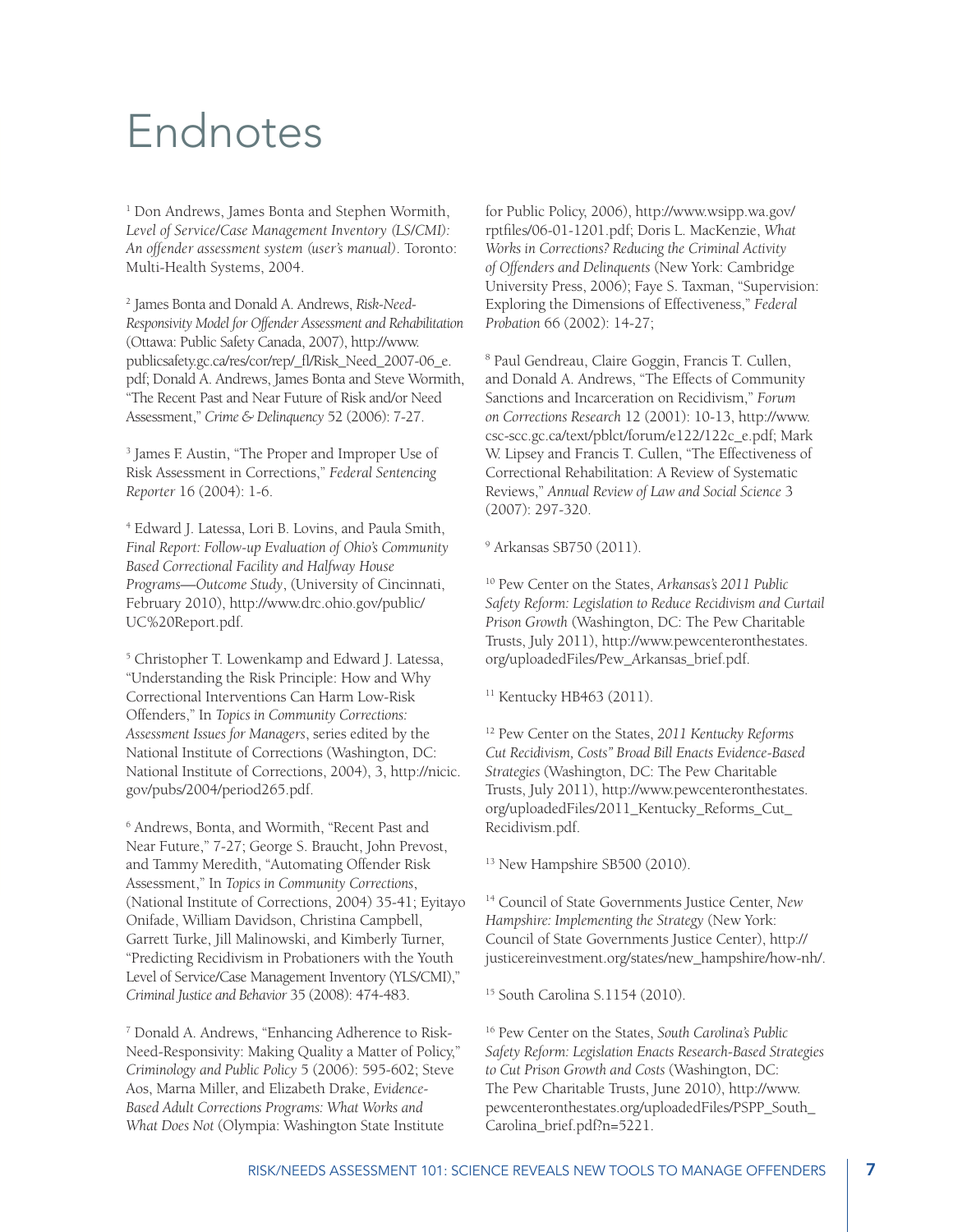# Endnotes

[1] Don Andrews, James Bonta and Stephen Wormith, *Level of Service/Case Management Inventory (LS/CMI): An offender assessment system (user's manual)*. Toronto: Multi-Health Systems, 2004.

[2] James Bonta and Donald A. Andrews, *Risk-Need-Responsivity Model for Offender Assessment and Rehabilitation* (Ottawa: Public Safety Canada, 2007), http://www.publicsafety.gc.ca/res/cor/rep/_fl/Risk_Need_2007-06_e.pdf; Donald A. Andrews, James Bonta and Steve Wormith, "The Recent Past and Near Future of Risk and/or Need Assessment," *Crime & Delinquency* 52 (2006): 7-27.

[3] James F. Austin, "The Proper and Improper Use of Risk Assessment in Corrections," *Federal Sentencing Reporter* 16 (2004): 1-6.

[4] Edward J. Latessa, Lori B. Lovins, and Paula Smith, *Final Report: Follow-up Evaluation of Ohio's Community Based Correctional Facility and Halfway House Programs—Outcome Study*, (University of Cincinnati, February 2010), http://www.drc.ohio.gov/public/UC%20Report.pdf.

[5] Christopher T. Lowenkamp and Edward J. Latessa, "Understanding the Risk Principle: How and Why Correctional Interventions Can Harm Low-Risk Offenders," In *Topics in Community Corrections: Assessment Issues for Managers*, series edited by the National Institute of Corrections (Washington, DC: National Institute of Corrections, 2004), 3, http://nicic.gov/pubs/2004/period265.pdf.

[6] Andrews, Bonta, and Wormith, "Recent Past and Near Future," 7-27; George S. Braucht, John Prevost, and Tammy Meredith, "Automating Offender Risk Assessment," In *Topics in Community Corrections*, (National Institute of Corrections, 2004) 35-41; Eyitayo Onifade, William Davidson, Christina Campbell, Garrett Turke, Jill Malinowski, and Kimberly Turner, "Predicting Recidivism in Probationers with the Youth Level of Service/Case Management Inventory (YLS/CMI)," *Criminal Justice and Behavior* 35 (2008): 474-483.

[7] Donald A. Andrews, "Enhancing Adherence to Risk-Need-Responsivity: Making Quality a Matter of Policy," *Criminology and Public Policy* 5 (2006): 595-602; Steve Aos, Marna Miller, and Elizabeth Drake, *Evidence-Based Adult Corrections Programs: What Works and What Does Not* (Olympia: Washington State Institute for Public Policy, 2006), http://www.wsipp.wa.gov/rptfiles/06-01-1201.pdf; Doris L. MacKenzie, *What Works in Corrections? Reducing the Criminal Activity of Offenders and Delinquents* (New York: Cambridge University Press, 2006); Faye S. Taxman, "Supervision: Exploring the Dimensions of Effectiveness," *Federal Probation* 66 (2002): 14-27;

[8] Paul Gendreau, Claire Goggin, Francis T. Cullen, and Donald A. Andrews, "The Effects of Community Sanctions and Incarceration on Recidivism," *Forum on Corrections Research* 12 (2001): 10-13, http://www.csc-scc.gc.ca/text/pblct/forum/e122/122c_e.pdf; Mark W. Lipsey and Francis T. Cullen, "The Effectiveness of Correctional Rehabilitation: A Review of Systematic Reviews," *Annual Review of Law and Social Science* 3 (2007): 297-320.

[9] Arkansas SB750 (2011).

[10] Pew Center on the States, *Arkansas's 2011 Public Safety Reform: Legislation to Reduce Recidivism and Curtail Prison Growth* (Washington, DC: The Pew Charitable Trusts, July 2011), http://www.pewcenteronthestates.org/uploadedFiles/Pew_Arkansas_brief.pdf.

[11] Kentucky HB463 (2011).

[12] Pew Center on the States, *2011 Kentucky Reforms Cut Recidivism, Costs" Broad Bill Enacts Evidence-Based Strategies* (Washington, DC: The Pew Charitable Trusts, July 2011), http://www.pewcenteronthestates.org/uploadedFiles/2011_Kentucky_Reforms_Cut_Recidivism.pdf.

[13] New Hampshire SB500 (2010).

[14] Council of State Governments Justice Center, *New Hampshire: Implementing the Strategy* (New York: Council of State Governments Justice Center), http://justicereinvestment.org/states/new_hampshire/how-nh/.

[15] South Carolina S.1154 (2010).

[16] Pew Center on the States, *South Carolina's Public Safety Reform: Legislation Enacts Research-Based Strategies to Cut Prison Growth and Costs* (Washington, DC: The Pew Charitable Trusts, June 2010), http://www.pewcenteronthestates.org/uploadedFiles/PSPP_South_Carolina_brief.pdf?n=5221.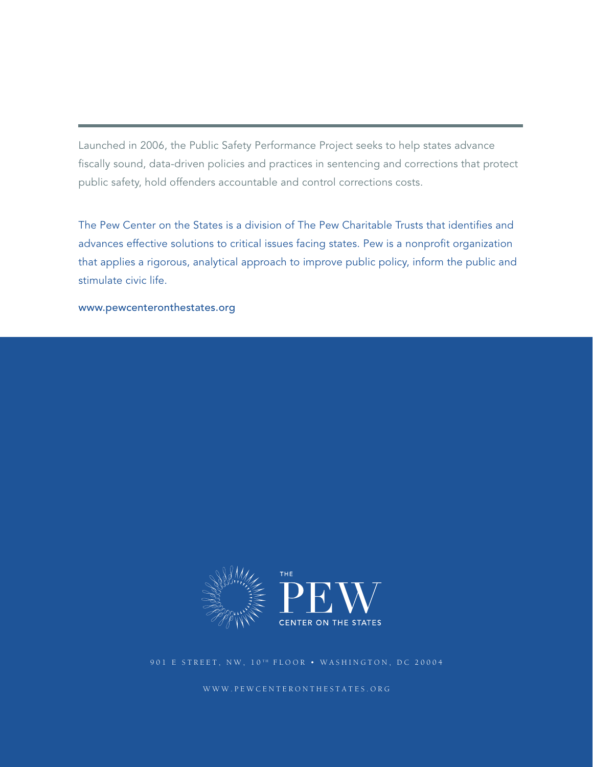Launched in 2006, the Public Safety Performance Project seeks to help states advance fiscally sound, data-driven policies and practices in sentencing and corrections that protect public safety, hold offenders accountable and control corrections costs.

The Pew Center on the States is a division of The Pew Charitable Trusts that identifies and advances effective solutions to critical issues facing states. Pew is a nonprofit organization that applies a rigorous, analytical approach to improve public policy, inform the public and stimulate civic life.

www.pewcenteronthestates.org

THE PEW CENTER ON THE STATES

901 E STREET, NW, 10TH FLOOR • WASHINGTON, DC 20004

WWW.PEWCENTERONTHESTATES.ORG